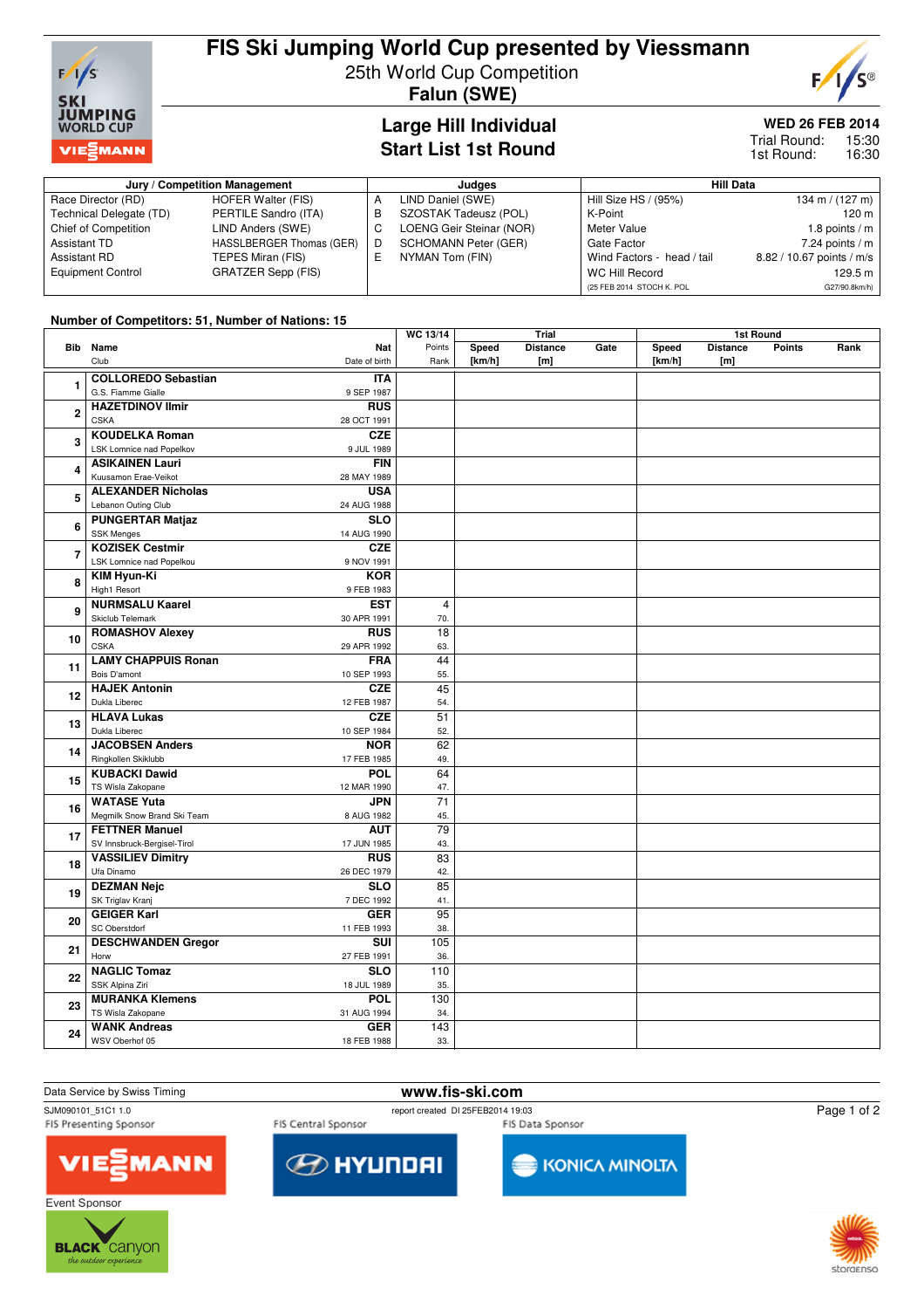# FIS Ski Jumping World Cup presented by Viessmann

25th World Cup Competition

**Falun (SWE)**

## Large Hill Individual
## Start List 1st Round

**WED 26 FEB 2014**

Trial Round: 15:30
1st Round: 16:30

| Jury / Competition Management | | Judges | | Hill Data | |
|---|---|---|---|---|---|
| Race Director (RD) | HOFER Walter (FIS) | A | LIND Daniel (SWE) | Hill Size HS / (95%) | 134 m / (127 m) |
| Technical Delegate (TD) | PERTILE Sandro (ITA) | B | SZOSTAK Tadeusz (POL) | K-Point | 120 m |
| Chief of Competition | LIND Anders (SWE) | C | LOENG Geir Steinar (NOR) | Meter Value | 1.8 points / m |
| Assistant TD | HASSLBERGER Thomas (GER) | D | SCHOMANN Peter (GER) | Gate Factor | 7.24 points / m |
| Assistant RD | TEPES Miran (FIS) | E | NYMAN Tom (FIN) | Wind Factors - head / tail | 8.82 / 10.67 points / m/s |
| Equipment Control | GRATZER Sepp (FIS) | | | WC Hill Record | 129.5 m |
| | | | | (25 FEB 2014 STOCH K. POL | G27/90.8km/h) |

**Number of Competitors: 51, Number of Nations: 15**

| Bib | Name / Club | Nat / Date of birth | WC 13/14 Points / Rank | Trial Speed [km/h] | Trial Distance [m] | Trial Gate | 1st Round Speed [km/h] | 1st Round Distance [m] | 1st Round Points | 1st Round Rank |
|---|---|---|---|---|---|---|---|---|---|---|
| 1 | **COLLOREDO Sebastian** G.S. Fiamme Gialle | **ITA** 9 SEP 1987 | | | | | | | | |
| 2 | **HAZETDINOV Ilmir** CSKA | **RUS** 28 OCT 1991 | | | | | | | | |
| 3 | **KOUDELKA Roman** LSK Lomnice nad Popelkov | **CZE** 9 JUL 1989 | | | | | | | | |
| 4 | **ASIKAINEN Lauri** Kuusamon Erae-Veikot | **FIN** 28 MAY 1989 | | | | | | | | |
| 5 | **ALEXANDER Nicholas** Lebanon Outing Club | **USA** 24 AUG 1988 | | | | | | | | |
| 6 | **PUNGERTAR Matjaz** SSK Menges | **SLO** 14 AUG 1990 | | | | | | | | |
| 7 | **KOZISEK Cestmir** LSK Lomnice nad Popelkou | **CZE** 9 NOV 1991 | | | | | | | | |
| 8 | **KIM Hyun-Ki** High1 Resort | **KOR** 9 FEB 1983 | | | | | | | | |
| 9 | **NURMSALU Kaarel** Skiclub Telemark | **EST** 30 APR 1991 | 4 / 70. | | | | | | | |
| 10 | **ROMASHOV Alexey** CSKA | **RUS** 29 APR 1992 | 18 / 63. | | | | | | | |
| 11 | **LAMY CHAPPUIS Ronan** Bois D'amont | **FRA** 10 SEP 1993 | 44 / 55. | | | | | | | |
| 12 | **HAJEK Antonin** Dukla Liberec | **CZE** 12 FEB 1987 | 45 / 54. | | | | | | | |
| 13 | **HLAVA Lukas** Dukla Liberec | **CZE** 10 SEP 1984 | 51 / 52. | | | | | | | |
| 14 | **JACOBSEN Anders** Ringkollen Skiklubb | **NOR** 17 FEB 1985 | 62 / 49. | | | | | | | |
| 15 | **KUBACKI Dawid** TS Wisla Zakopane | **POL** 12 MAR 1990 | 64 / 47. | | | | | | | |
| 16 | **WATASE Yuta** Megmilk Snow Brand Ski Team | **JPN** 8 AUG 1982 | 71 / 45. | | | | | | | |
| 17 | **FETTNER Manuel** SV Innsbruck-Bergisel-Tirol | **AUT** 17 JUN 1985 | 79 / 43. | | | | | | | |
| 18 | **VASSILIEV Dimitry** Ufa Dinamo | **RUS** 26 DEC 1979 | 83 / 42. | | | | | | | |
| 19 | **DEZMAN Nejc** SK Triglav Kranj | **SLO** 7 DEC 1992 | 85 / 41. | | | | | | | |
| 20 | **GEIGER Karl** SC Oberstdorf | **GER** 11 FEB 1993 | 95 / 38. | | | | | | | |
| 21 | **DESCHWANDEN Gregor** Horw | **SUI** 27 FEB 1991 | 105 / 36. | | | | | | | |
| 22 | **NAGLIC Tomaz** SSK Alpina Ziri | **SLO** 18 JUL 1989 | 110 / 35. | | | | | | | |
| 23 | **MURANKA Klemens** TS Wisla Zakopane | **POL** 31 AUG 1994 | 130 / 34. | | | | | | | |
| 24 | **WANK Andreas** WSV Oberhof 05 | **GER** 18 FEB 1988 | 143 / 33. | | | | | | | |

Data Service by Swiss Timing

www.fis-ski.com

SJM090101_51C1 1.0

report created DI 25FEB2014 19:03

FIS Presenting Sponsor: VIESMANN

FIS Central Sponsor: HYUNDAI

FIS Data Sponsor: KONICA MINOLTA

Event Sponsor: BLACK canyon

storaenso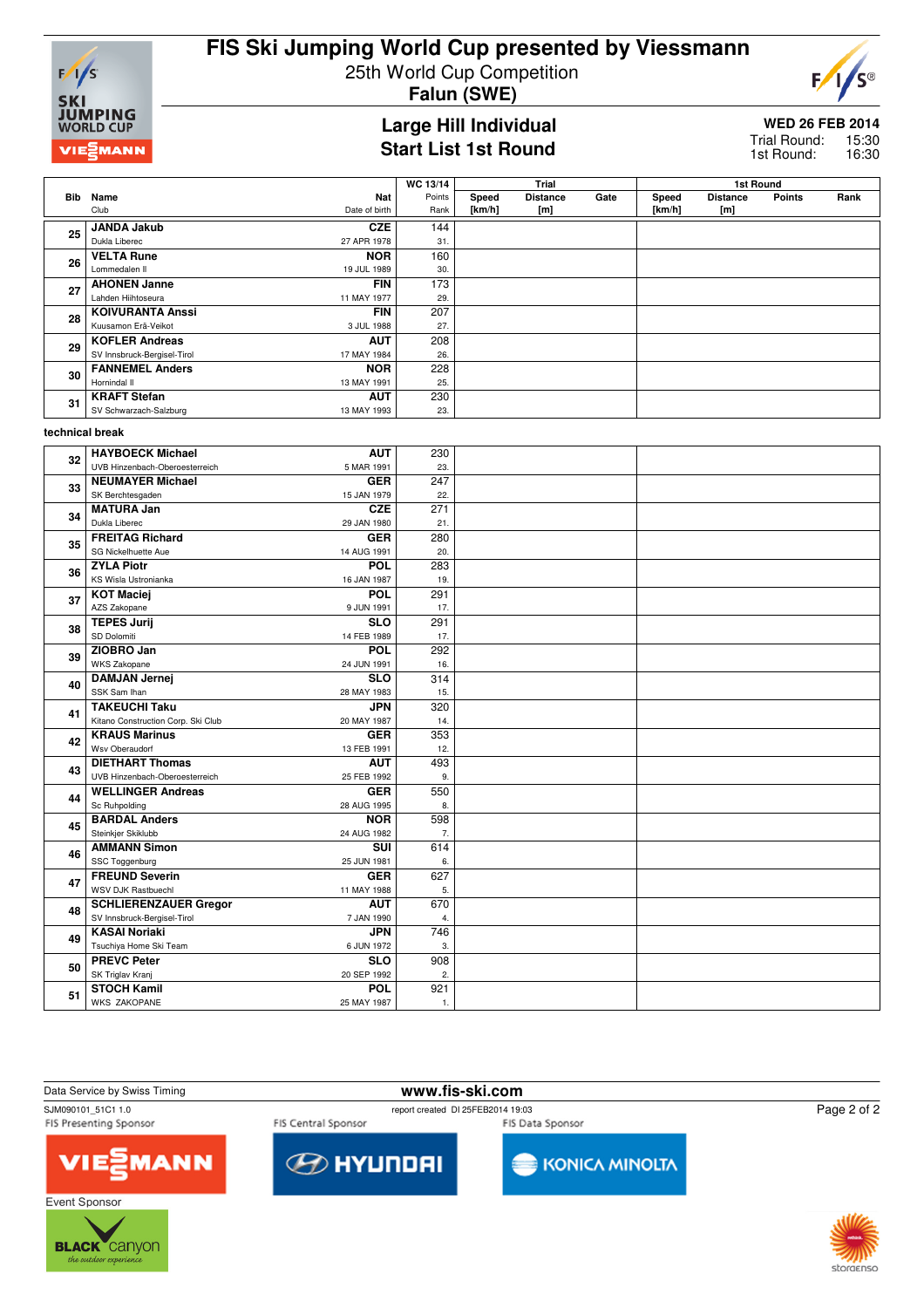# FIS Ski Jumping World Cup presented by Viessmann

25th World Cup Competition

**Falun (SWE)**

## Large Hill Individual
## Start List 1st Round

**WED 26 FEB 2014**

Trial Round: 15:30

1st Round: 16:30

| Bib | Name / Club | Nat / Date of birth | WC 13/14 Points / Rank | Trial Speed [km/h] | Trial Distance [m] | Trial Gate | 1st Round Speed [km/h] | 1st Round Distance [m] | 1st Round Points | 1st Round Rank |
|---|---|---|---|---|---|---|---|---|---|---|
| 25 | **JANDA Jakub** Dukla Liberec | **CZE** 27 APR 1978 | 144 / 31. | | | | | | | |
| 26 | **VELTA Rune** Lommedalen Il | **NOR** 19 JUL 1989 | 160 / 30. | | | | | | | |
| 27 | **AHONEN Janne** Lahden Hiihtoseura | **FIN** 11 MAY 1977 | 173 / 29. | | | | | | | |
| 28 | **KOIVURANTA Anssi** Kuusamon Erä-Veikot | **FIN** 3 JUL 1988 | 207 / 27. | | | | | | | |
| 29 | **KOFLER Andreas** SV Innsbruck-Bergisel-Tirol | **AUT** 17 MAY 1984 | 208 / 26. | | | | | | | |
| 30 | **FANNEMEL Anders** Hornindal Il | **NOR** 13 MAY 1991 | 228 / 25. | | | | | | | |
| 31 | **KRAFT Stefan** SV Schwarzach-Salzburg | **AUT** 13 MAY 1993 | 230 / 23. | | | | | | | |

technical break

| Bib | Name / Club | Nat / Date of birth | WC 13/14 Points / Rank | Trial Speed [km/h] | Trial Distance [m] | Trial Gate | 1st Round Speed [km/h] | 1st Round Distance [m] | 1st Round Points | 1st Round Rank |
|---|---|---|---|---|---|---|---|---|---|---|
| 32 | **HAYBOECK Michael** UVB Hinzenbach-Oberoesterreich | **AUT** 5 MAR 1991 | 230 / 23. | | | | | | | |
| 33 | **NEUMAYER Michael** SK Berchtesgaden | **GER** 15 JAN 1979 | 247 / 22. | | | | | | | |
| 34 | **MATURA Jan** Dukla Liberec | **CZE** 29 JAN 1980 | 271 / 21. | | | | | | | |
| 35 | **FREITAG Richard** SG Nickelhuette Aue | **GER** 14 AUG 1991 | 280 / 20. | | | | | | | |
| 36 | **ZYLA Piotr** KS Wisla Ustronianka | **POL** 16 JAN 1987 | 283 / 19. | | | | | | | |
| 37 | **KOT Maciej** AZS Zakopane | **POL** 9 JUN 1991 | 291 / 17. | | | | | | | |
| 38 | **TEPES Jurij** SD Dolomiti | **SLO** 14 FEB 1989 | 291 / 17. | | | | | | | |
| 39 | **ZIOBRO Jan** WKS Zakopane | **POL** 24 JUN 1991 | 292 / 16. | | | | | | | |
| 40 | **DAMJAN Jernej** SSK Sam Ihan | **SLO** 28 MAY 1983 | 314 / 15. | | | | | | | |
| 41 | **TAKEUCHI Taku** Kitano Construction Corp. Ski Club | **JPN** 20 MAY 1987 | 320 / 14. | | | | | | | |
| 42 | **KRAUS Marinus** Wsv Oberaudorf | **GER** 13 FEB 1991 | 353 / 12. | | | | | | | |
| 43 | **DIETHART Thomas** UVB Hinzenbach-Oberoesterreich | **AUT** 25 FEB 1992 | 493 / 9. | | | | | | | |
| 44 | **WELLINGER Andreas** Sc Ruhpolding | **GER** 28 AUG 1995 | 550 / 8. | | | | | | | |
| 45 | **BARDAL Anders** Steinkjer Skiklubb | **NOR** 24 AUG 1982 | 598 / 7. | | | | | | | |
| 46 | **AMMANN Simon** SSC Toggenburg | **SUI** 25 JUN 1981 | 614 / 6. | | | | | | | |
| 47 | **FREUND Severin** WSV DJK Rastbuechl | **GER** 11 MAY 1988 | 627 / 5. | | | | | | | |
| 48 | **SCHLIERENZAUER Gregor** SV Innsbruck-Bergisel-Tirol | **AUT** 7 JAN 1990 | 670 / 4. | | | | | | | |
| 49 | **KASAI Noriaki** Tsuchiya Home Ski Team | **JPN** 6 JUN 1972 | 746 / 3. | | | | | | | |
| 50 | **PREVC Peter** SK Triglav Kranj | **SLO** 20 SEP 1992 | 908 / 2. | | | | | | | |
| 51 | **STOCH Kamil** WKS ZAKOPANE | **POL** 25 MAY 1987 | 921 / 1. | | | | | | | |

Data Service by Swiss Timing

www.fis-ski.com

SJM090101_51C1 1.0

report created DI 25FEB2014 19:03

FIS Presenting Sponsor

FIS Central Sponsor

FIS Data Sponsor

Event Sponsor